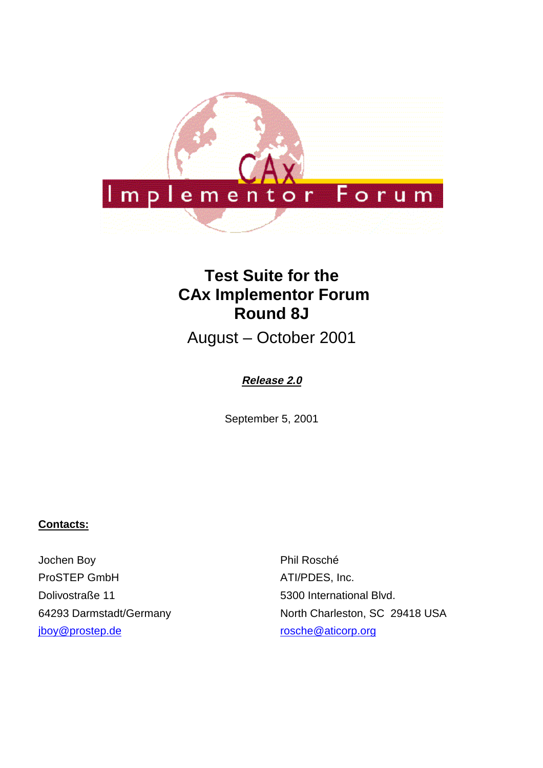# Test Suite for the CAx Implementor Forum Round 8J

August – October 2001

***Release 2.0***

September 5, 2001

**Contacts:**

Jochen Boy
ProSTEP GmbH
Dolivostraße 11
64293 Darmstadt/Germany
jboy@prostep.de

Phil Rosché
ATI/PDES, Inc.
5300 International Blvd.
North Charleston, SC 29418 USA
rosche@aticorp.org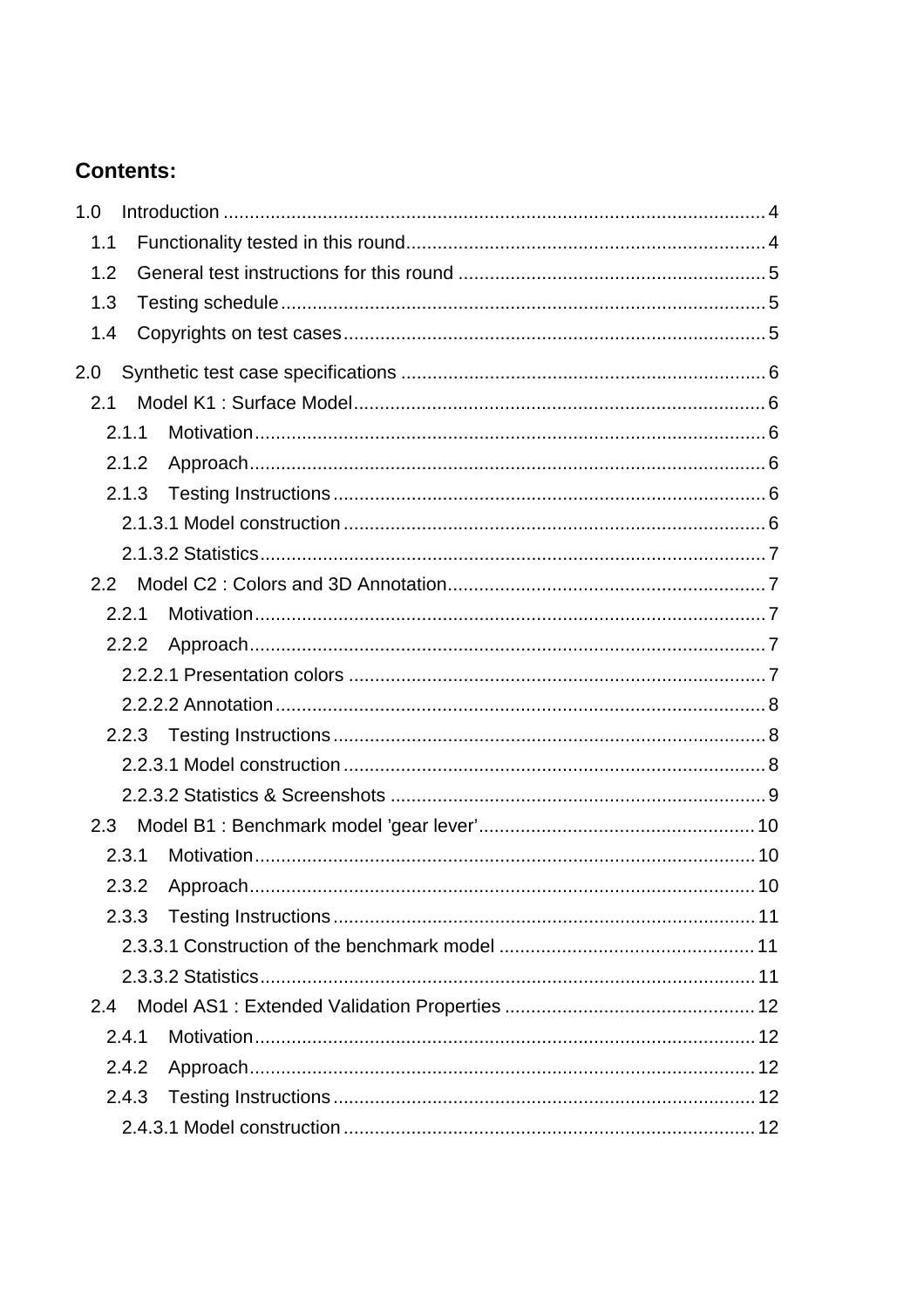**Contents:**

1.0 Introduction ........................................................................................................ 4
  1.1 Functionality tested in this round..................................................................... 4
  1.2 General test instructions for this round ........................................................... 5
  1.3 Testing schedule............................................................................................ 5
  1.4 Copyrights on test cases................................................................................. 5

2.0 Synthetic test case specifications ...................................................................... 6
  2.1 Model K1 : Surface Model............................................................................... 6
    2.1.1 Motivation.................................................................................................. 6
    2.1.2 Approach................................................................................................... 6
    2.1.3 Testing Instructions................................................................................... 6
      2.1.3.1 Model construction................................................................................ 6
      2.1.3.2 Statistics................................................................................................. 7
  2.2 Model C2 : Colors and 3D Annotation............................................................. 7
    2.2.1 Motivation.................................................................................................. 7
    2.2.2 Approach................................................................................................... 7
      2.2.2.1 Presentation colors ................................................................................ 7
      2.2.2.2 Annotation.............................................................................................. 8
    2.2.3 Testing Instructions................................................................................... 8
      2.2.3.1 Model construction................................................................................ 8
      2.2.3.2 Statistics & Screenshots ........................................................................ 9
  2.3 Model B1 : Benchmark model ’gear lever’..................................................... 10
    2.3.1 Motivation................................................................................................ 10
    2.3.2 Approach................................................................................................. 10
    2.3.3 Testing Instructions................................................................................. 11
      2.3.3.1 Construction of the benchmark model ................................................. 11
      2.3.3.2 Statistics............................................................................................... 11
  2.4 Model AS1 : Extended Validation Properties ................................................ 12
    2.4.1 Motivation................................................................................................ 12
    2.4.2 Approach................................................................................................. 12
    2.4.3 Testing Instructions................................................................................. 12
      2.4.3.1 Model construction............................................................................... 12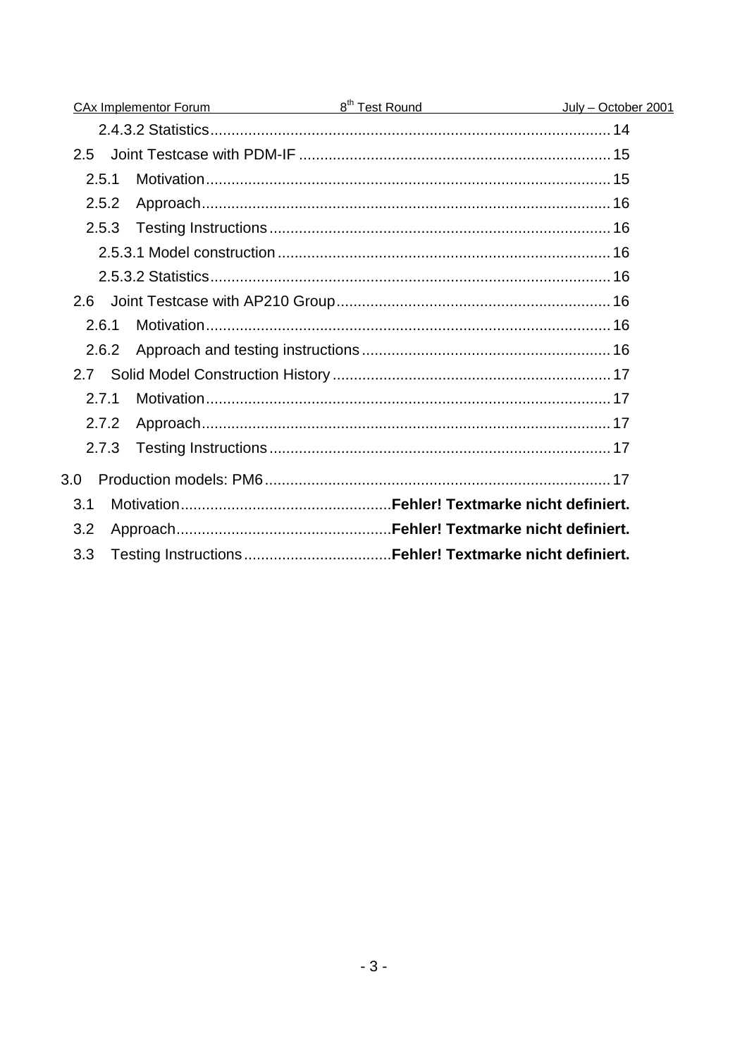2.4.3.2 Statistics .......... 14

2.5 Joint Testcase with PDM-IF .......... 15

2.5.1 Motivation .......... 15

2.5.2 Approach .......... 16

2.5.3 Testing Instructions .......... 16

2.5.3.1 Model construction .......... 16

2.5.3.2 Statistics .......... 16

2.6 Joint Testcase with AP210 Group .......... 16

2.6.1 Motivation .......... 16

2.6.2 Approach and testing instructions .......... 16

2.7 Solid Model Construction History .......... 17

2.7.1 Motivation .......... 17

2.7.2 Approach .......... 17

2.7.3 Testing Instructions .......... 17

3.0 Production models: PM6 .......... 17

3.1 Motivation .......... **Fehler! Textmarke nicht definiert.**

3.2 Approach .......... **Fehler! Textmarke nicht definiert.**

3.3 Testing Instructions .......... **Fehler! Textmarke nicht definiert.**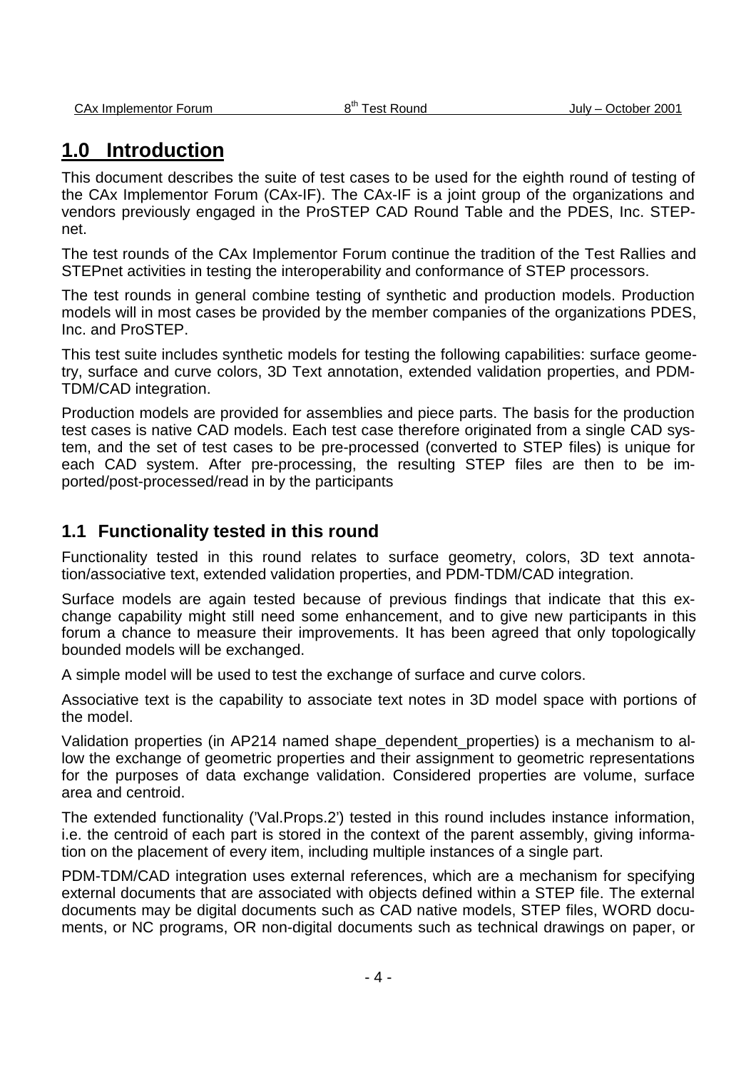# 1.0 Introduction

This document describes the suite of test cases to be used for the eighth round of testing of the CAx Implementor Forum (CAx-IF). The CAx-IF is a joint group of the organizations and vendors previously engaged in the ProSTEP CAD Round Table and the PDES, Inc. STEP-net.

The test rounds of the CAx Implementor Forum continue the tradition of the Test Rallies and STEPnet activities in testing the interoperability and conformance of STEP processors.

The test rounds in general combine testing of synthetic and production models. Production models will in most cases be provided by the member companies of the organizations PDES, Inc. and ProSTEP.

This test suite includes synthetic models for testing the following capabilities: surface geometry, surface and curve colors, 3D Text annotation, extended validation properties, and PDM-TDM/CAD integration.

Production models are provided for assemblies and piece parts. The basis for the production test cases is native CAD models. Each test case therefore originated from a single CAD system, and the set of test cases to be pre-processed (converted to STEP files) is unique for each CAD system. After pre-processing, the resulting STEP files are then to be imported/post-processed/read in by the participants

## 1.1 Functionality tested in this round

Functionality tested in this round relates to surface geometry, colors, 3D text annotation/associative text, extended validation properties, and PDM-TDM/CAD integration.

Surface models are again tested because of previous findings that indicate that this exchange capability might still need some enhancement, and to give new participants in this forum a chance to measure their improvements. It has been agreed that only topologically bounded models will be exchanged.

A simple model will be used to test the exchange of surface and curve colors.

Associative text is the capability to associate text notes in 3D model space with portions of the model.

Validation properties (in AP214 named shape_dependent_properties) is a mechanism to allow the exchange of geometric properties and their assignment to geometric representations for the purposes of data exchange validation. Considered properties are volume, surface area and centroid.

The extended functionality ('Val.Props.2') tested in this round includes instance information, i.e. the centroid of each part is stored in the context of the parent assembly, giving information on the placement of every item, including multiple instances of a single part.

PDM-TDM/CAD integration uses external references, which are a mechanism for specifying external documents that are associated with objects defined within a STEP file. The external documents may be digital documents such as CAD native models, STEP files, WORD documents, or NC programs, OR non-digital documents such as technical drawings on paper, or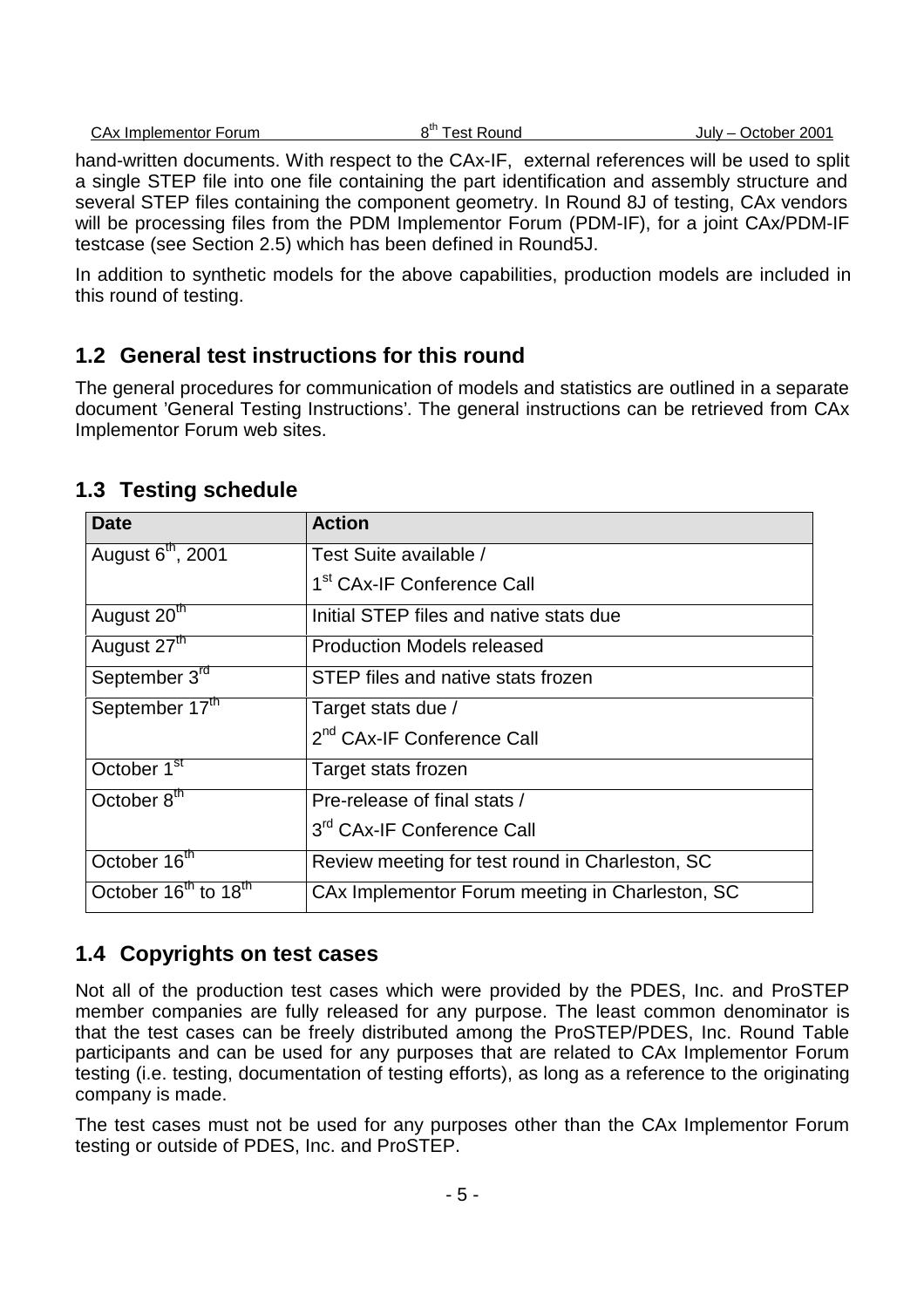hand-written documents. With respect to the CAx-IF, external references will be used to split a single STEP file into one file containing the part identification and assembly structure and several STEP files containing the component geometry. In Round 8J of testing, CAx vendors will be processing files from the PDM Implementor Forum (PDM-IF), for a joint CAx/PDM-IF testcase (see Section 2.5) which has been defined in Round5J.

In addition to synthetic models for the above capabilities, production models are included in this round of testing.

## 1.2 General test instructions for this round

The general procedures for communication of models and statistics are outlined in a separate document 'General Testing Instructions'. The general instructions can be retrieved from CAx Implementor Forum web sites.

## 1.3 Testing schedule

| Date | Action |
|---|---|
| August 6th, 2001 | Test Suite available / 1st CAx-IF Conference Call |
| August 20th | Initial STEP files and native stats due |
| August 27th | Production Models released |
| September 3rd | STEP files and native stats frozen |
| September 17th | Target stats due / 2nd CAx-IF Conference Call |
| October 1st | Target stats frozen |
| October 8th | Pre-release of final stats / 3rd CAx-IF Conference Call |
| October 16th | Review meeting for test round in Charleston, SC |
| October 16th to 18th | CAx Implementor Forum meeting in Charleston, SC |

## 1.4 Copyrights on test cases

Not all of the production test cases which were provided by the PDES, Inc. and ProSTEP member companies are fully released for any purpose. The least common denominator is that the test cases can be freely distributed among the ProSTEP/PDES, Inc. Round Table participants and can be used for any purposes that are related to CAx Implementor Forum testing (i.e. testing, documentation of testing efforts), as long as a reference to the originating company is made.

The test cases must not be used for any purposes other than the CAx Implementor Forum testing or outside of PDES, Inc. and ProSTEP.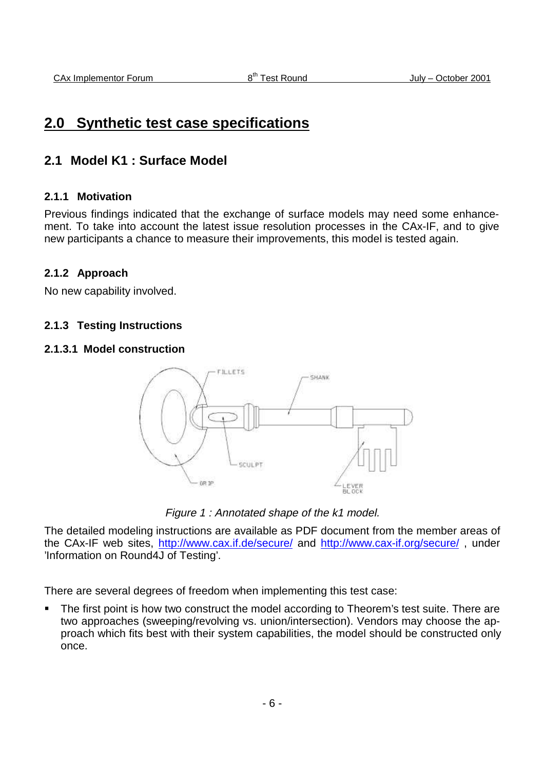## 2.0 Synthetic test case specifications

### 2.1 Model K1 : Surface Model

#### 2.1.1 Motivation

Previous findings indicated that the exchange of surface models may need some enhancement. To take into account the latest issue resolution processes in the CAx-IF, and to give new participants a chance to measure their improvements, this model is tested again.

#### 2.1.2 Approach

No new capability involved.

#### 2.1.3 Testing Instructions

##### 2.1.3.1 Model construction

*Figure 1 : Annotated shape of the k1 model.*

The detailed modeling instructions are available as PDF document from the member areas of the CAx-IF web sites, [http://www.cax.if.de/secure/](http://www.cax.if.de/secure/) and [http://www.cax-if.org/secure/](http://www.cax-if.org/secure/) , under 'Information on Round4J of Testing'.

There are several degrees of freedom when implementing this test case:

- The first point is how two construct the model according to Theorem's test suite. There are two approaches (sweeping/revolving vs. union/intersection). Vendors may choose the approach which fits best with their system capabilities, the model should be constructed only once.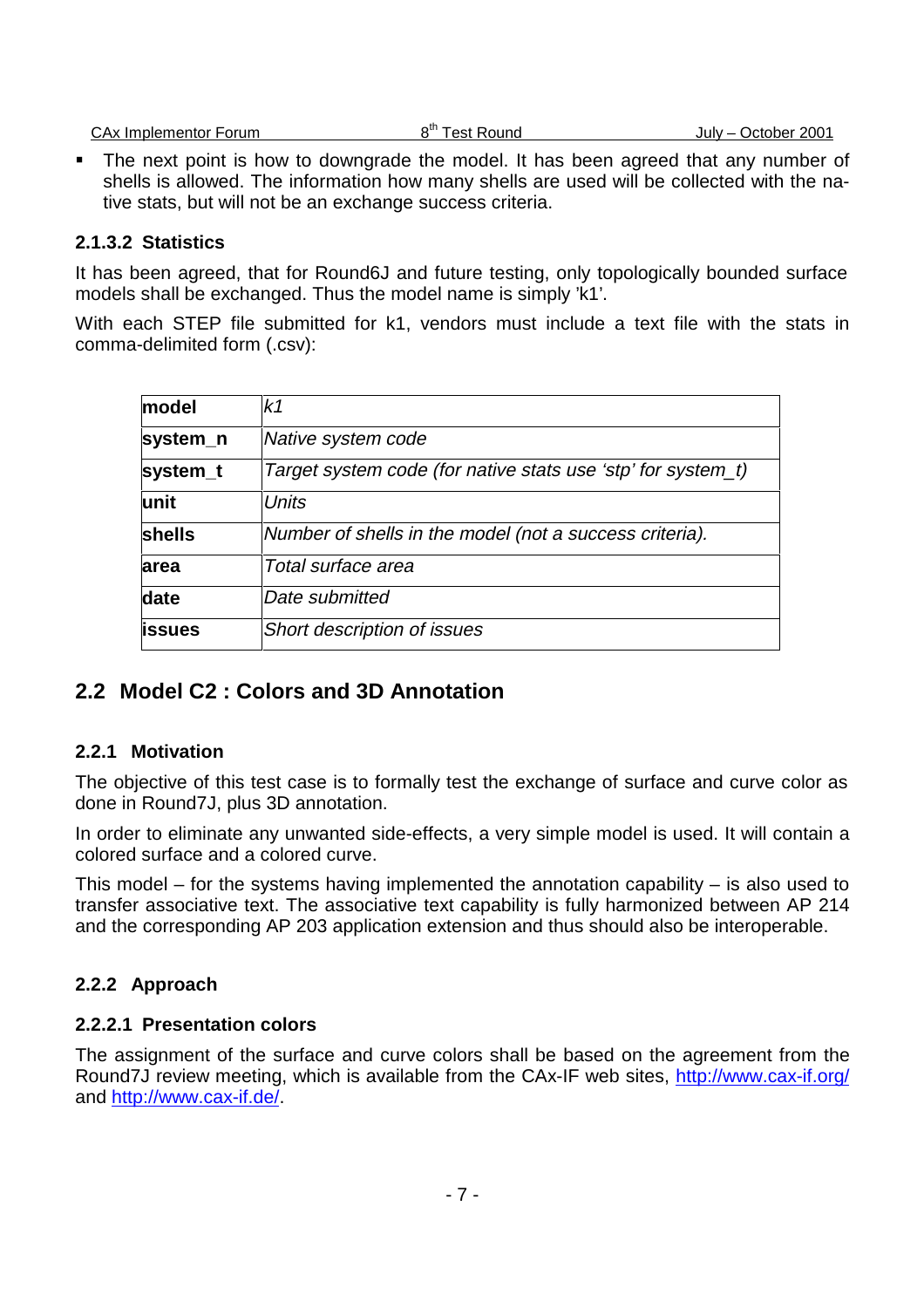- The next point is how to downgrade the model. It has been agreed that any number of shells is allowed. The information how many shells are used will be collected with the native stats, but will not be an exchange success criteria.

#### 2.1.3.2 Statistics

It has been agreed, that for Round6J and future testing, only topologically bounded surface models shall be exchanged. Thus the model name is simply 'k1'.

With each STEP file submitted for k1, vendors must include a text file with the stats in comma-delimited form (.csv):

| **model** | *k1* |
|---|---|
| **system_n** | *Native system code* |
| **system_t** | *Target system code (for native stats use 'stp' for system_t)* |
| **unit** | *Units* |
| **shells** | *Number of shells in the model (not a success criteria).* |
| **area** | *Total surface area* |
| **date** | *Date submitted* |
| **issues** | *Short description of issues* |

## 2.2 Model C2 : Colors and 3D Annotation

### 2.2.1 Motivation

The objective of this test case is to formally test the exchange of surface and curve color as done in Round7J, plus 3D annotation.

In order to eliminate any unwanted side-effects, a very simple model is used. It will contain a colored surface and a colored curve.

This model – for the systems having implemented the annotation capability – is also used to transfer associative text. The associative text capability is fully harmonized between AP 214 and the corresponding AP 203 application extension and thus should also be interoperable.

### 2.2.2 Approach

#### 2.2.2.1 Presentation colors

The assignment of the surface and curve colors shall be based on the agreement from the Round7J review meeting, which is available from the CAx-IF web sites, http://www.cax-if.org/ and http://www.cax-if.de/.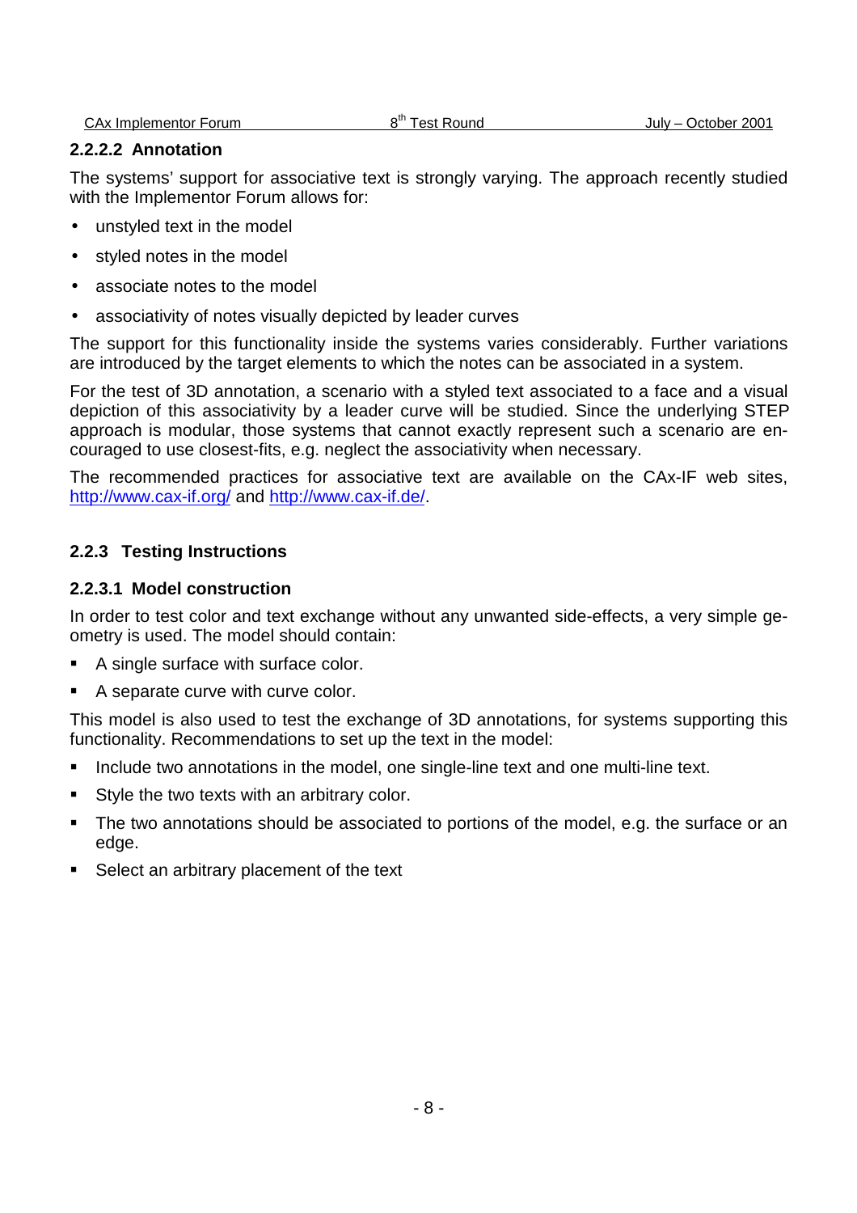#### 2.2.2.2 Annotation

The systems' support for associative text is strongly varying. The approach recently studied with the Implementor Forum allows for:

- unstyled text in the model
- styled notes in the model
- associate notes to the model
- associativity of notes visually depicted by leader curves

The support for this functionality inside the systems varies considerably. Further variations are introduced by the target elements to which the notes can be associated in a system.

For the test of 3D annotation, a scenario with a styled text associated to a face and a visual depiction of this associativity by a leader curve will be studied. Since the underlying STEP approach is modular, those systems that cannot exactly represent such a scenario are encouraged to use closest-fits, e.g. neglect the associativity when necessary.

The recommended practices for associative text are available on the CAx-IF web sites, http://www.cax-if.org/ and http://www.cax-if.de/.

### 2.2.3 Testing Instructions

#### 2.2.3.1 Model construction

In order to test color and text exchange without any unwanted side-effects, a very simple geometry is used. The model should contain:

- A single surface with surface color.
- A separate curve with curve color.

This model is also used to test the exchange of 3D annotations, for systems supporting this functionality. Recommendations to set up the text in the model:

- Include two annotations in the model, one single-line text and one multi-line text.
- Style the two texts with an arbitrary color.
- The two annotations should be associated to portions of the model, e.g. the surface or an edge.
- Select an arbitrary placement of the text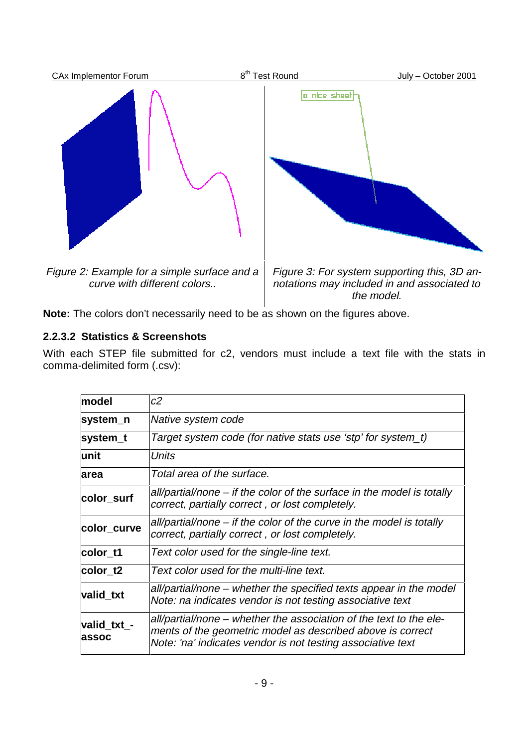Figure 2: Example for a simple surface and a curve with different colors..

Figure 3: For system supporting this, 3D annotations may included in and associated to the model.

**Note:** The colors don't necessarily need to be as shown on the figures above.

#### 2.2.3.2 Statistics & Screenshots

With each STEP file submitted for c2, vendors must include a text file with the stats in comma-delimited form (.csv):

| | |
|---|---|
| **model** | *c2* |
| **system_n** | *Native system code* |
| **system_t** | *Target system code (for native stats use 'stp' for system_t)* |
| **unit** | *Units* |
| **area** | *Total area of the surface.* |
| **color_surf** | *all/partial/none – if the color of the surface in the model is totally correct, partially correct , or lost completely.* |
| **color_curve** | *all/partial/none – if the color of the curve in the model is totally correct, partially correct , or lost completely.* |
| **color_t1** | *Text color used for the single-line text.* |
| **color_t2** | *Text color used for the multi-line text.* |
| **valid_txt** | *all/partial/none – whether the specified texts appear in the model Note: na indicates vendor is not testing associative text* |
| **valid_txt_-assoc** | *all/partial/none – whether the association of the text to the elements of the geometric model as described above is correct Note: 'na' indicates vendor is not testing associative text* |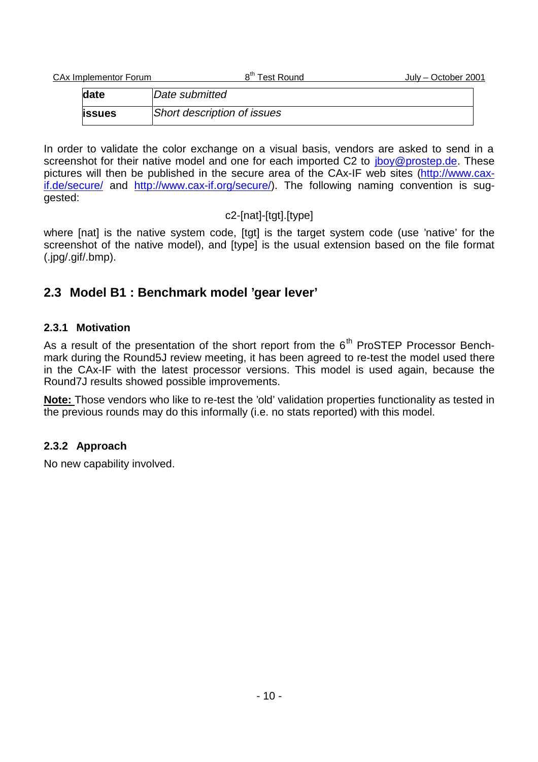| | |
|---|---|
| **date** | *Date submitted* |
| **issues** | *Short description of issues* |

In order to validate the color exchange on a visual basis, vendors are asked to send in a screenshot for their native model and one for each imported C2 to jboy@prostep.de. These pictures will then be published in the secure area of the CAx-IF web sites (http://www.cax-if.de/secure/ and http://www.cax-if.org/secure/). The following naming convention is suggested:

c2-[nat]-[tgt].[type]

where [nat] is the native system code, [tgt] is the target system code (use 'native' for the screenshot of the native model), and [type] is the usual extension based on the file format (.jpg/.gif/.bmp).

## 2.3 Model B1 : Benchmark model 'gear lever'

### 2.3.1 Motivation

As a result of the presentation of the short report from the 6th ProSTEP Processor Benchmark during the Round5J review meeting, it has been agreed to re-test the model used there in the CAx-IF with the latest processor versions. This model is used again, because the Round7J results showed possible improvements.

**Note:** Those vendors who like to re-test the 'old' validation properties functionality as tested in the previous rounds may do this informally (i.e. no stats reported) with this model.

### 2.3.2 Approach

No new capability involved.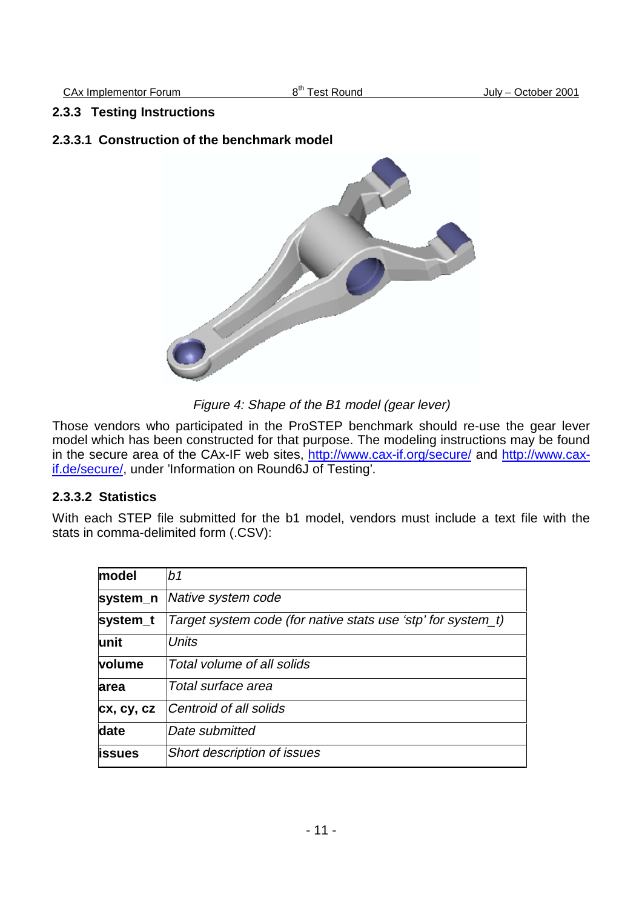### 2.3.3 Testing Instructions

#### 2.3.3.1 Construction of the benchmark model

*Figure 4: Shape of the B1 model (gear lever)*

Those vendors who participated in the ProSTEP benchmark should re-use the gear lever model which has been constructed for that purpose. The modeling instructions may be found in the secure area of the CAx-IF web sites, http://www.cax-if.org/secure/ and http://www.cax-if.de/secure/, under 'Information on Round6J of Testing'.

#### 2.3.3.2 Statistics

With each STEP file submitted for the b1 model, vendors must include a text file with the stats in comma-delimited form (.CSV):

| | |
|---|---|
| **model** | *b1* |
| **system_n** | *Native system code* |
| **system_t** | *Target system code (for native stats use 'stp' for system_t)* |
| **unit** | *Units* |
| **volume** | *Total volume of all solids* |
| **area** | *Total surface area* |
| **cx, cy, cz** | *Centroid of all solids* |
| **date** | *Date submitted* |
| **issues** | *Short description of issues* |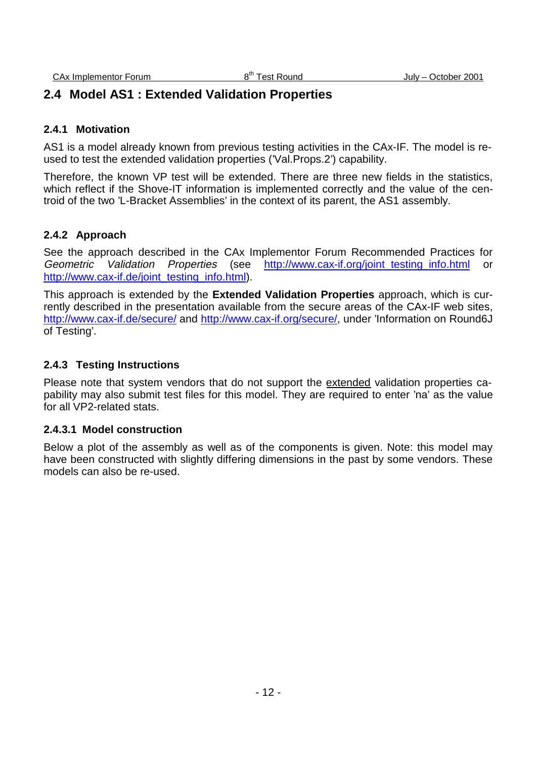## 2.4 Model AS1 : Extended Validation Properties

### 2.4.1 Motivation

AS1 is a model already known from previous testing activities in the CAx-IF. The model is re-used to test the extended validation properties ('Val.Props.2') capability.

Therefore, the known VP test will be extended. There are three new fields in the statistics, which reflect if the Shove-IT information is implemented correctly and the value of the centroid of the two 'L-Bracket Assemblies' in the context of its parent, the AS1 assembly.

### 2.4.2 Approach

See the approach described in the CAx Implementor Forum Recommended Practices for *Geometric Validation Properties* (see http://www.cax-if.org/joint_testing_info.html or http://www.cax-if.de/joint_testing_info.html).

This approach is extended by the **Extended Validation Properties** approach, which is currently described in the presentation available from the secure areas of the CAx-IF web sites, http://www.cax-if.de/secure/ and http://www.cax-if.org/secure/, under 'Information on Round6J of Testing'.

### 2.4.3 Testing Instructions

Please note that system vendors that do not support the extended validation properties capability may also submit test files for this model. They are required to enter 'na' as the value for all VP2-related stats.

#### 2.4.3.1 Model construction

Below a plot of the assembly as well as of the components is given. Note: this model may have been constructed with slightly differing dimensions in the past by some vendors. These models can also be re-used.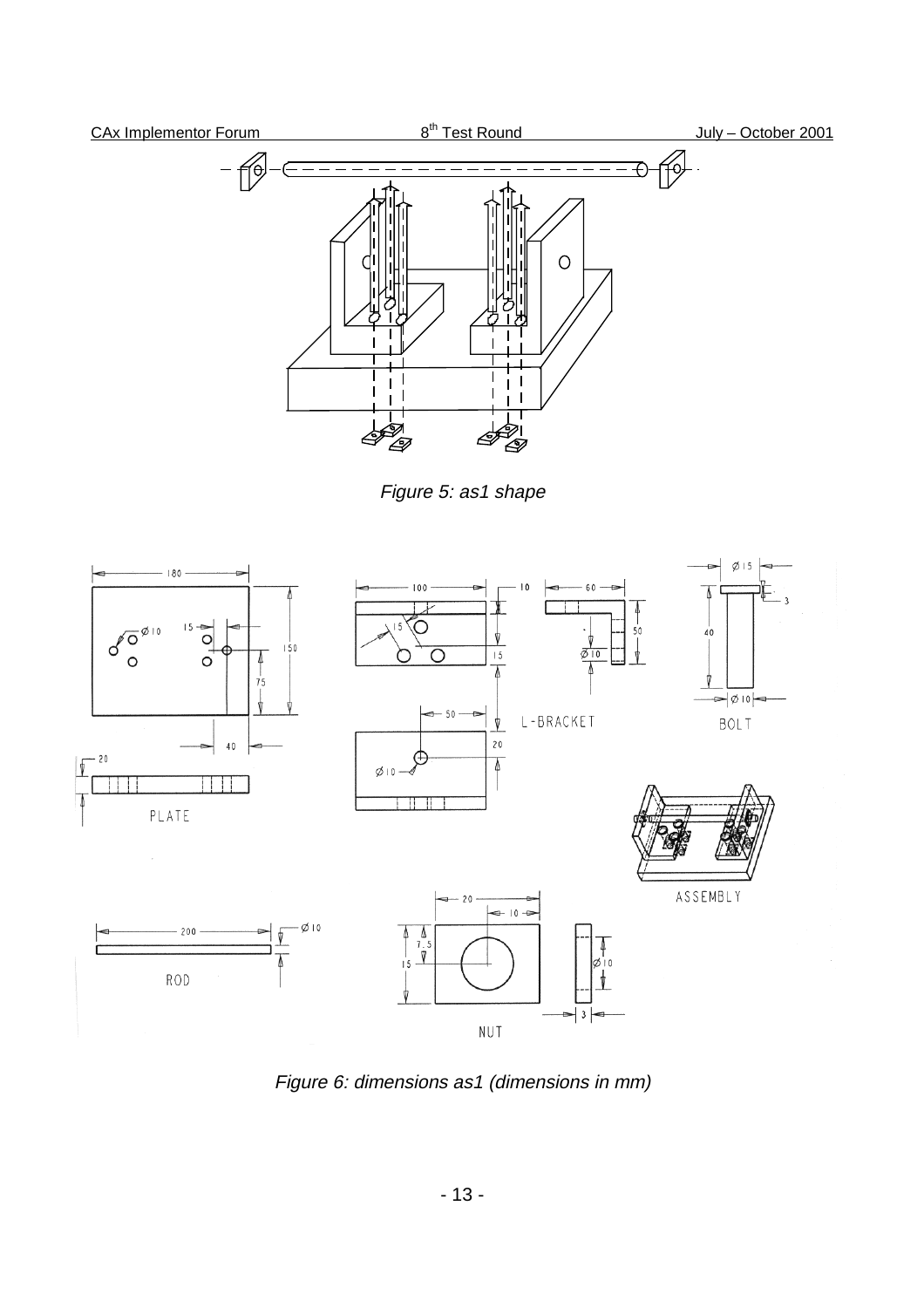*Figure 5: as1 shape*

*Figure 6: dimensions as1 (dimensions in mm)*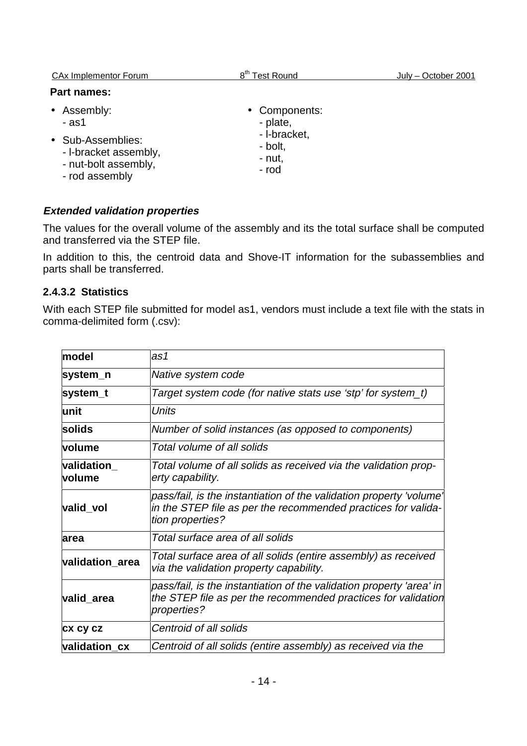**Part names:**

- Assembly:
  - as1
- Sub-Assemblies:
  - l-bracket assembly,
  - nut-bolt assembly,
  - rod assembly
- Components:
  - plate,
  - l-bracket,
  - bolt,
  - nut,
  - rod

***Extended validation properties***

The values for the overall volume of the assembly and its the total surface shall be computed and transferred via the STEP file.

In addition to this, the centroid data and Shove-IT information for the subassemblies and parts shall be transferred.

### 2.4.3.2 Statistics

With each STEP file submitted for model as1, vendors must include a text file with the stats in comma-delimited form (.csv):

| | |
|---|---|
| **model** | *as1* |
| **system_n** | *Native system code* |
| **system_t** | *Target system code (for native stats use 'stp' for system_t)* |
| **unit** | *Units* |
| **solids** | *Number of solid instances (as opposed to components)* |
| **volume** | *Total volume of all solids* |
| **validation_ volume** | *Total volume of all solids as received via the validation property capability.* |
| **valid_vol** | *pass/fail, is the instantiation of the validation property 'volume' in the STEP file as per the recommended practices for validation properties?* |
| **area** | *Total surface area of all solids* |
| **validation_area** | *Total surface area of all solids (entire assembly) as received via the validation property capability.* |
| **valid_area** | *pass/fail, is the instantiation of the validation property 'area' in the STEP file as per the recommended practices for validation properties?* |
| **cx cy cz** | *Centroid of all solids* |
| **validation_cx** | *Centroid of all solids (entire assembly) as received via the* |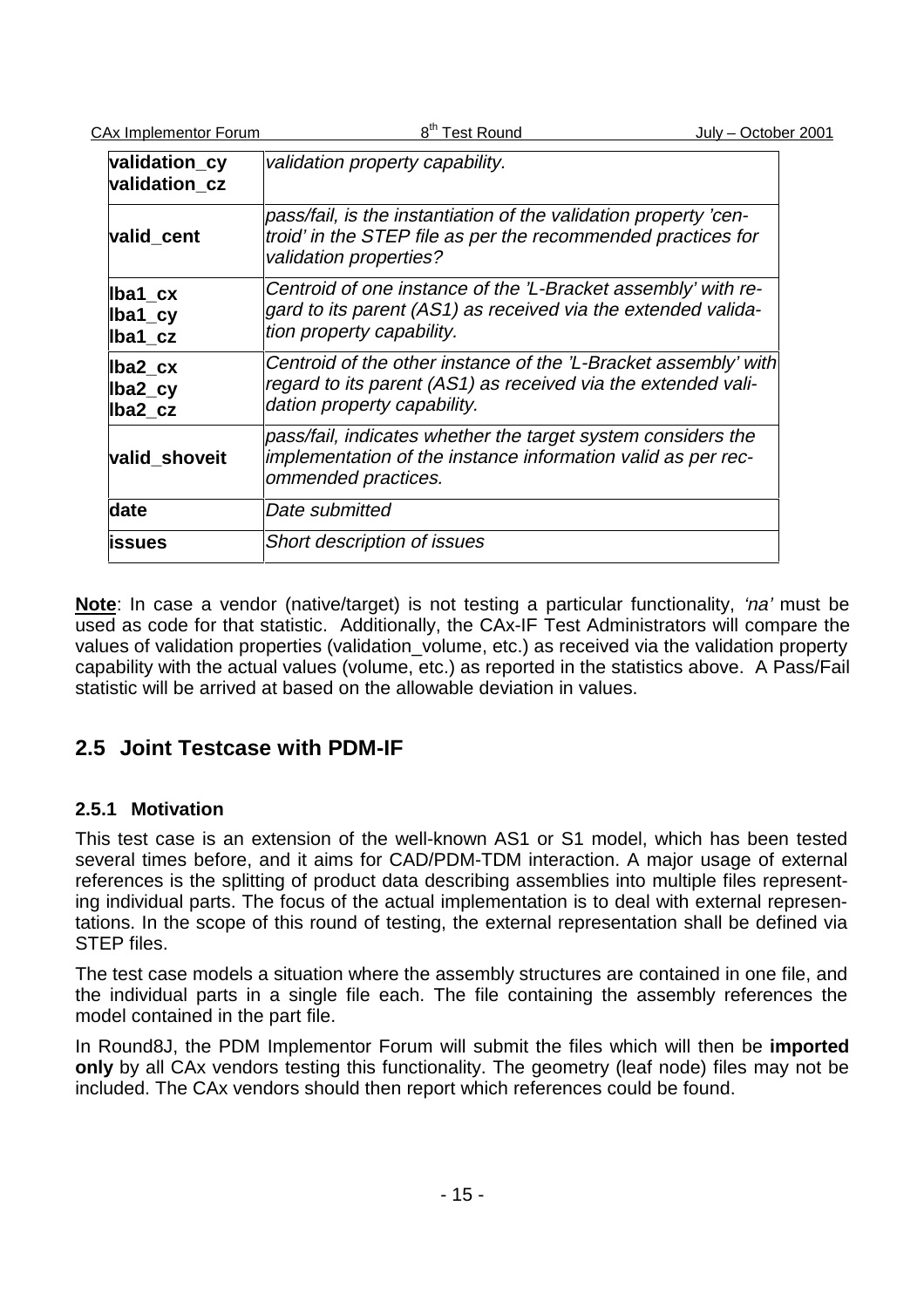| | |
|---|---|
| **validation_cy** **validation_cz** | *validation property capability.* |
| **valid_cent** | *pass/fail, is the instantiation of the validation property 'centroid' in the STEP file as per the recommended practices for validation properties?* |
| **lba1_cx** **lba1_cy** **lba1_cz** | *Centroid of one instance of the 'L-Bracket assembly' with regard to its parent (AS1) as received via the extended validation property capability.* |
| **lba2_cx** **lba2_cy** **lba2_cz** | *Centroid of the other instance of the 'L-Bracket assembly' with regard to its parent (AS1) as received via the extended validation property capability.* |
| **valid_shoveit** | *pass/fail, indicates whether the target system considers the implementation of the instance information valid as per recommended practices.* |
| **date** | *Date submitted* |
| **issues** | *Short description of issues* |

**Note**: In case a vendor (native/target) is not testing a particular functionality, *'na'* must be used as code for that statistic. Additionally, the CAx-IF Test Administrators will compare the values of validation properties (validation_volume, etc.) as received via the validation property capability with the actual values (volume, etc.) as reported in the statistics above. A Pass/Fail statistic will be arrived at based on the allowable deviation in values.

## 2.5 Joint Testcase with PDM-IF

### 2.5.1 Motivation

This test case is an extension of the well-known AS1 or S1 model, which has been tested several times before, and it aims for CAD/PDM-TDM interaction. A major usage of external references is the splitting of product data describing assemblies into multiple files representing individual parts. The focus of the actual implementation is to deal with external representations. In the scope of this round of testing, the external representation shall be defined via STEP files.

The test case models a situation where the assembly structures are contained in one file, and the individual parts in a single file each. The file containing the assembly references the model contained in the part file.

In Round8J, the PDM Implementor Forum will submit the files which will then be **imported only** by all CAx vendors testing this functionality. The geometry (leaf node) files may not be included. The CAx vendors should then report which references could be found.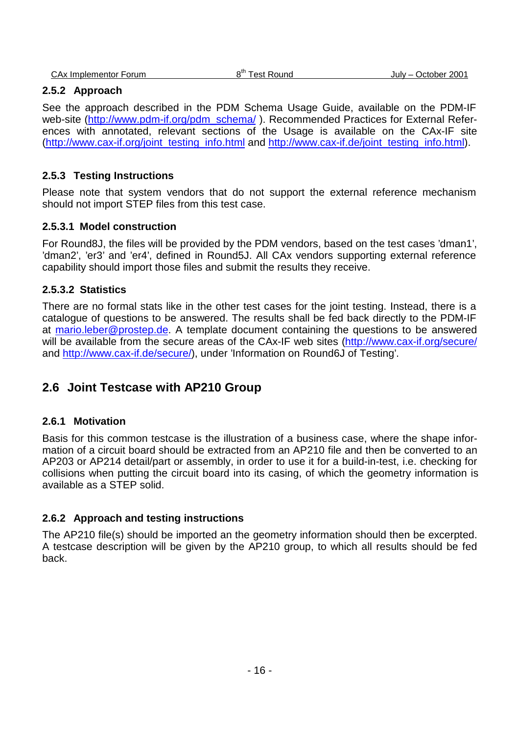### 2.5.2 Approach

See the approach described in the PDM Schema Usage Guide, available on the PDM-IF web-site (http://www.pdm-if.org/pdm_schema/ ). Recommended Practices for External References with annotated, relevant sections of the Usage is available on the CAx-IF site (http://www.cax-if.org/joint_testing_info.html and http://www.cax-if.de/joint_testing_info.html).

### 2.5.3 Testing Instructions

Please note that system vendors that do not support the external reference mechanism should not import STEP files from this test case.

#### 2.5.3.1 Model construction

For Round8J, the files will be provided by the PDM vendors, based on the test cases 'dman1', 'dman2', 'er3' and 'er4', defined in Round5J. All CAx vendors supporting external reference capability should import those files and submit the results they receive.

#### 2.5.3.2 Statistics

There are no formal stats like in the other test cases for the joint testing. Instead, there is a catalogue of questions to be answered. The results shall be fed back directly to the PDM-IF at mario.leber@prostep.de. A template document containing the questions to be answered will be available from the secure areas of the CAx-IF web sites (http://www.cax-if.org/secure/ and http://www.cax-if.de/secure/), under 'Information on Round6J of Testing'.

## 2.6 Joint Testcase with AP210 Group

### 2.6.1 Motivation

Basis for this common testcase is the illustration of a business case, where the shape information of a circuit board should be extracted from an AP210 file and then be converted to an AP203 or AP214 detail/part or assembly, in order to use it for a build-in-test, i.e. checking for collisions when putting the circuit board into its casing, of which the geometry information is available as a STEP solid.

### 2.6.2 Approach and testing instructions

The AP210 file(s) should be imported an the geometry information should then be excerpted. A testcase description will be given by the AP210 group, to which all results should be fed back.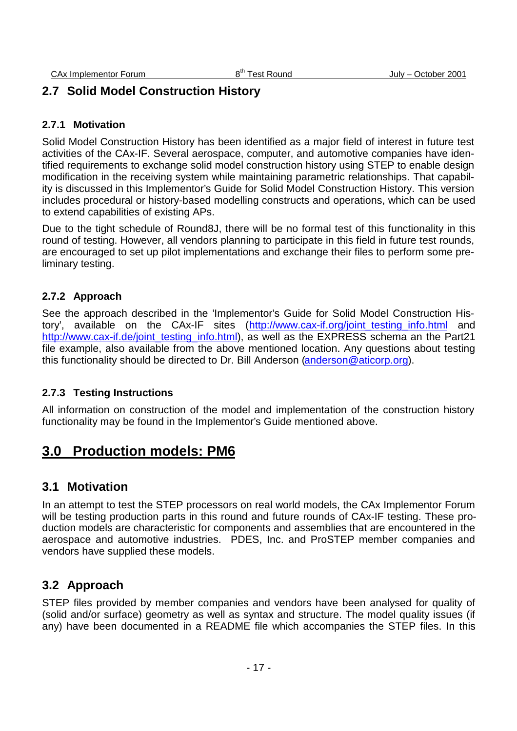## 2.7 Solid Model Construction History

### 2.7.1 Motivation

Solid Model Construction History has been identified as a major field of interest in future test activities of the CAx-IF. Several aerospace, computer, and automotive companies have identified requirements to exchange solid model construction history using STEP to enable design modification in the receiving system while maintaining parametric relationships. That capability is discussed in this Implementor's Guide for Solid Model Construction History. This version includes procedural or history-based modelling constructs and operations, which can be used to extend capabilities of existing APs.

Due to the tight schedule of Round8J, there will be no formal test of this functionality in this round of testing. However, all vendors planning to participate in this field in future test rounds, are encouraged to set up pilot implementations and exchange their files to perform some preliminary testing.

### 2.7.2 Approach

See the approach described in the 'Implementor's Guide for Solid Model Construction History', available on the CAx-IF sites (http://www.cax-if.org/joint_testing_info.html and http://www.cax-if.de/joint_testing_info.html), as well as the EXPRESS schema an the Part21 file example, also available from the above mentioned location. Any questions about testing this functionality should be directed to Dr. Bill Anderson (anderson@aticorp.org).

### 2.7.3 Testing Instructions

All information on construction of the model and implementation of the construction history functionality may be found in the Implementor's Guide mentioned above.

# 3.0 Production models: PM6

## 3.1 Motivation

In an attempt to test the STEP processors on real world models, the CAx Implementor Forum will be testing production parts in this round and future rounds of CAx-IF testing. These production models are characteristic for components and assemblies that are encountered in the aerospace and automotive industries. PDES, Inc. and ProSTEP member companies and vendors have supplied these models.

## 3.2 Approach

STEP files provided by member companies and vendors have been analysed for quality of (solid and/or surface) geometry as well as syntax and structure. The model quality issues (if any) have been documented in a README file which accompanies the STEP files. In this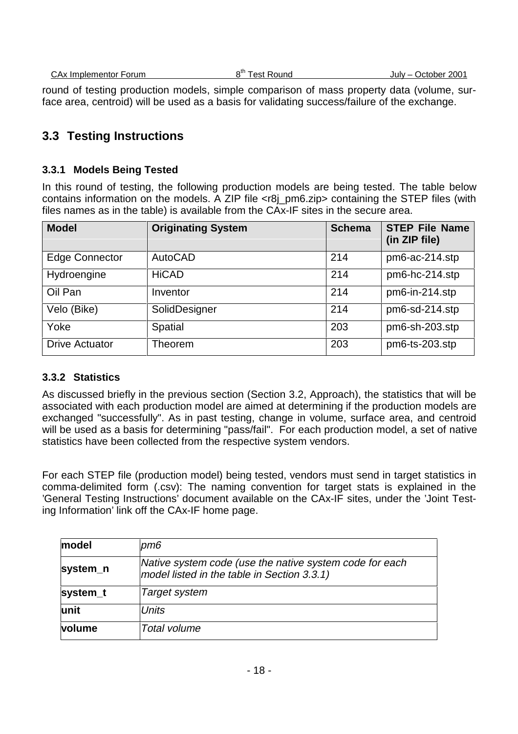round of testing production models, simple comparison of mass property data (volume, surface area, centroid) will be used as a basis for validating success/failure of the exchange.

## 3.3 Testing Instructions

### 3.3.1 Models Being Tested

In this round of testing, the following production models are being tested. The table below contains information on the models. A ZIP file <r8j_pm6.zip> containing the STEP files (with files names as in the table) is available from the CAx-IF sites in the secure area.

| Model | Originating System | Schema | STEP File Name (in ZIP file) |
|---|---|---|---|
| Edge Connector | AutoCAD | 214 | pm6-ac-214.stp |
| Hydroengine | HiCAD | 214 | pm6-hc-214.stp |
| Oil Pan | Inventor | 214 | pm6-in-214.stp |
| Velo (Bike) | SolidDesigner | 214 | pm6-sd-214.stp |
| Yoke | Spatial | 203 | pm6-sh-203.stp |
| Drive Actuator | Theorem | 203 | pm6-ts-203.stp |

### 3.3.2 Statistics

As discussed briefly in the previous section (Section 3.2, Approach), the statistics that will be associated with each production model are aimed at determining if the production models are exchanged "successfully". As in past testing, change in volume, surface area, and centroid will be used as a basis for determining "pass/fail". For each production model, a set of native statistics have been collected from the respective system vendors.

For each STEP file (production model) being tested, vendors must send in target statistics in comma-delimited form (.csv): The naming convention for target stats is explained in the 'General Testing Instructions' document available on the CAx-IF sites, under the 'Joint Testing Information' link off the CAx-IF home page.

| | |
|---|---|
| **model** | *pm6* |
| **system_n** | *Native system code (use the native system code for each model listed in the table in Section 3.3.1)* |
| **system_t** | *Target system* |
| **unit** | *Units* |
| **volume** | *Total volume* |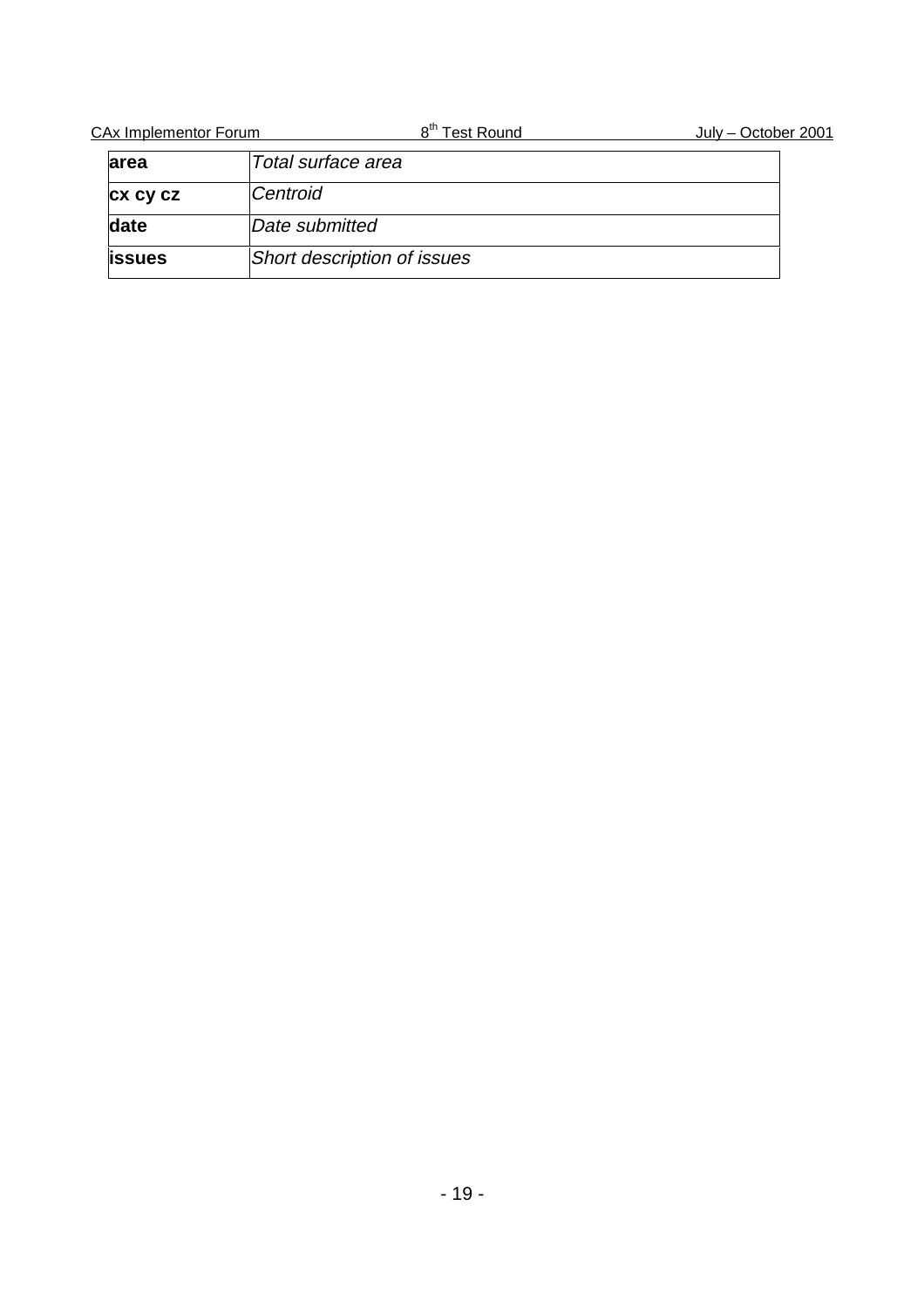| | |
|---|---|
| **area** | *Total surface area* |
| **cx cy cz** | *Centroid* |
| **date** | *Date submitted* |
| **issues** | *Short description of issues* |